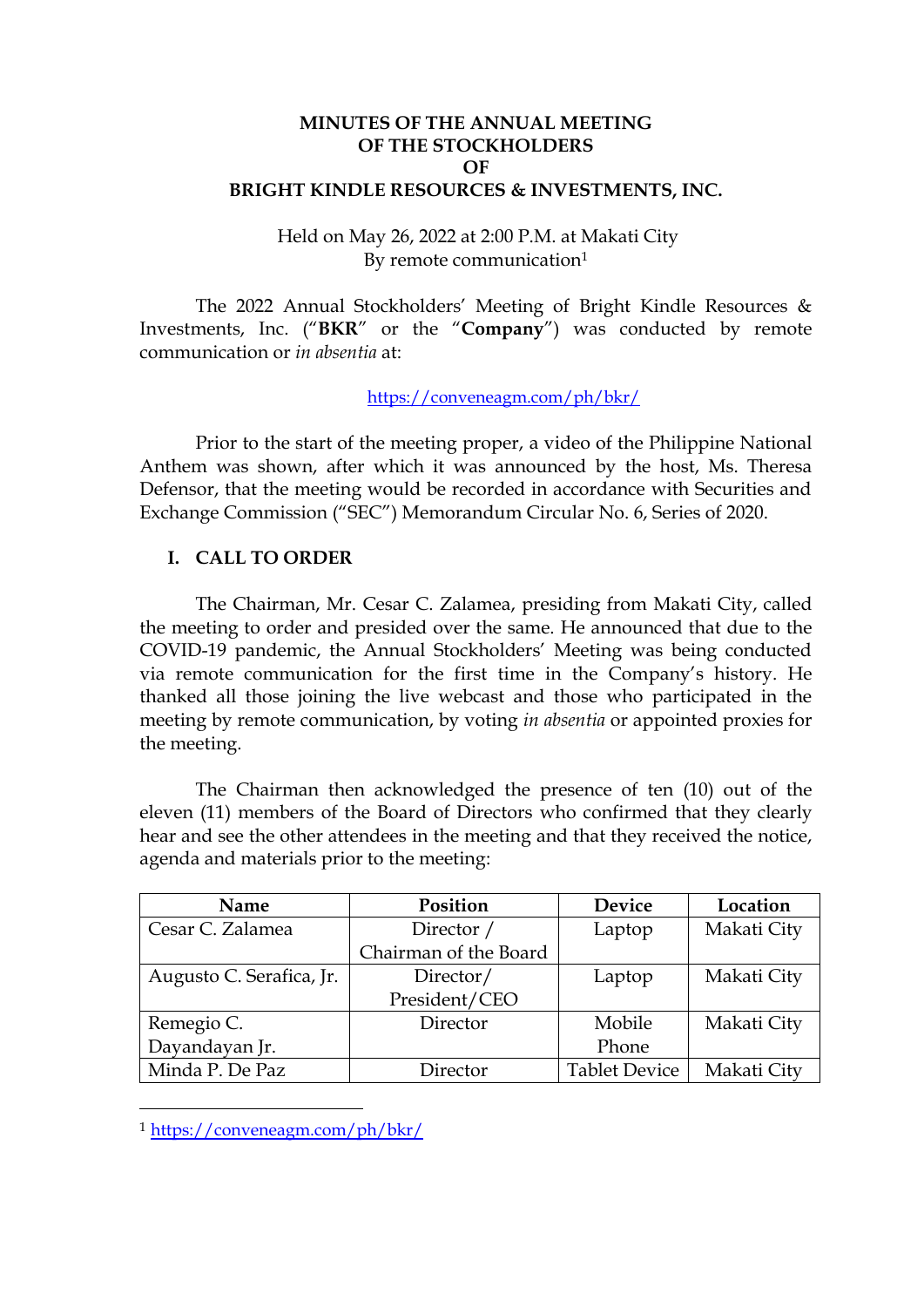# MINUTES OF THE ANNUAL MEETING OF THE STOCKHOLDERS OF BRIGHT KINDLE RESOURCES & INVESTMENTS, INC.

Held on May 26, 2022 at 2:00 P.M. at Makati City
By remote communication[1]

The 2022 Annual Stockholders' Meeting of Bright Kindle Resources & Investments, Inc. ("**BKR**" or the "**Company**") was conducted by remote communication or *in absentia* at:

https://conveneagm.com/ph/bkr/

Prior to the start of the meeting proper, a video of the Philippine National Anthem was shown, after which it was announced by the host, Ms. Theresa Defensor, that the meeting would be recorded in accordance with Securities and Exchange Commission ("SEC") Memorandum Circular No. 6, Series of 2020.

## I. CALL TO ORDER

The Chairman, Mr. Cesar C. Zalamea, presiding from Makati City, called the meeting to order and presided over the same. He announced that due to the COVID-19 pandemic, the Annual Stockholders' Meeting was being conducted via remote communication for the first time in the Company's history. He thanked all those joining the live webcast and those who participated in the meeting by remote communication, by voting *in absentia* or appointed proxies for the meeting.

The Chairman then acknowledged the presence of ten (10) out of the eleven (11) members of the Board of Directors who confirmed that they clearly hear and see the other attendees in the meeting and that they received the notice, agenda and materials prior to the meeting:

| Name | Position | Device | Location |
|---|---|---|---|
| Cesar C. Zalamea | Director / Chairman of the Board | Laptop | Makati City |
| Augusto C. Serafica, Jr. | Director/ President/CEO | Laptop | Makati City |
| Remegio C. Dayandayan Jr. | Director | Mobile Phone | Makati City |
| Minda P. De Paz | Director | Tablet Device | Makati City |

[1] https://conveneagm.com/ph/bkr/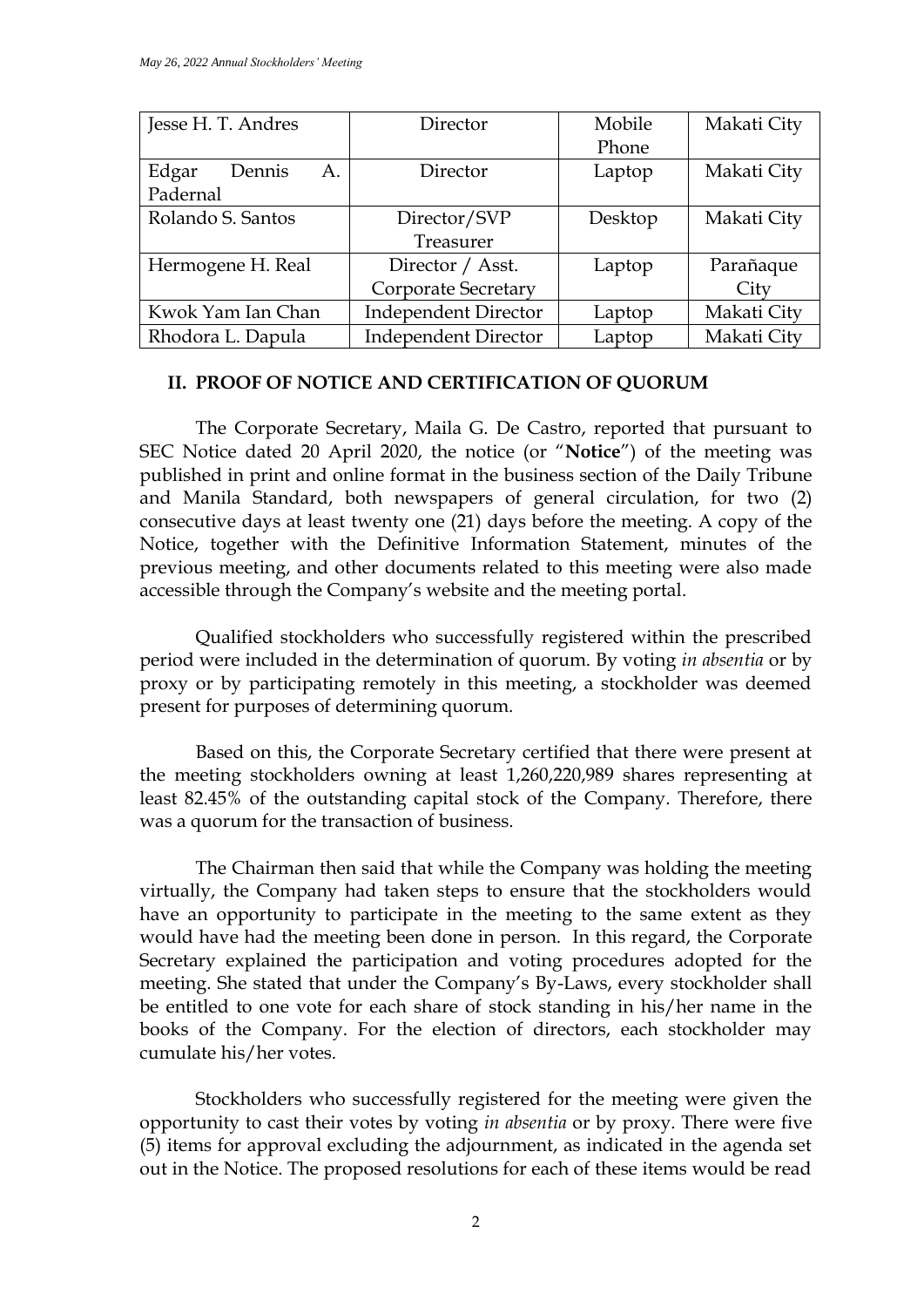| Jesse H. T. Andres | Director | Mobile Phone | Makati City |
|---|---|---|---|
| Edgar Dennis A. Padernal | Director | Laptop | Makati City |
| Rolando S. Santos | Director/SVP Treasurer | Desktop | Makati City |
| Hermogene H. Real | Director / Asst. Corporate Secretary | Laptop | Parañaque City |
| Kwok Yam Ian Chan | Independent Director | Laptop | Makati City |
| Rhodora L. Dapula | Independent Director | Laptop | Makati City |

## II. PROOF OF NOTICE AND CERTIFICATION OF QUORUM

The Corporate Secretary, Maila G. De Castro, reported that pursuant to SEC Notice dated 20 April 2020, the notice (or "**Notice**") of the meeting was published in print and online format in the business section of the Daily Tribune and Manila Standard, both newspapers of general circulation, for two (2) consecutive days at least twenty one (21) days before the meeting. A copy of the Notice, together with the Definitive Information Statement, minutes of the previous meeting, and other documents related to this meeting were also made accessible through the Company's website and the meeting portal.

Qualified stockholders who successfully registered within the prescribed period were included in the determination of quorum. By voting *in absentia* or by proxy or by participating remotely in this meeting, a stockholder was deemed present for purposes of determining quorum.

Based on this, the Corporate Secretary certified that there were present at the meeting stockholders owning at least 1,260,220,989 shares representing at least 82.45% of the outstanding capital stock of the Company. Therefore, there was a quorum for the transaction of business.

The Chairman then said that while the Company was holding the meeting virtually, the Company had taken steps to ensure that the stockholders would have an opportunity to participate in the meeting to the same extent as they would have had the meeting been done in person. In this regard, the Corporate Secretary explained the participation and voting procedures adopted for the meeting. She stated that under the Company's By-Laws, every stockholder shall be entitled to one vote for each share of stock standing in his/her name in the books of the Company. For the election of directors, each stockholder may cumulate his/her votes.

Stockholders who successfully registered for the meeting were given the opportunity to cast their votes by voting *in absentia* or by proxy. There were five (5) items for approval excluding the adjournment, as indicated in the agenda set out in the Notice. The proposed resolutions for each of these items would be read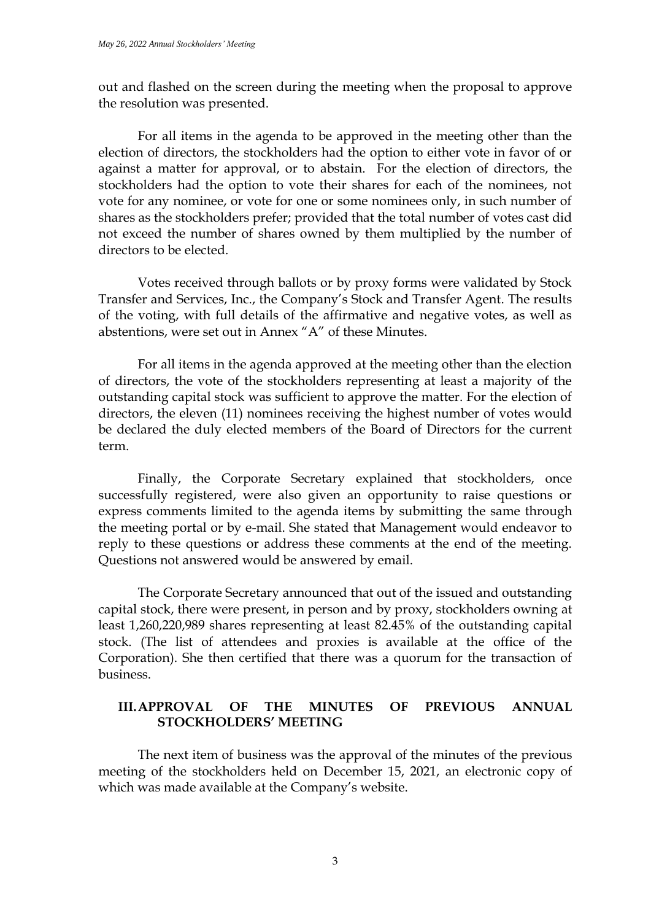out and flashed on the screen during the meeting when the proposal to approve the resolution was presented.

For all items in the agenda to be approved in the meeting other than the election of directors, the stockholders had the option to either vote in favor of or against a matter for approval, or to abstain. For the election of directors, the stockholders had the option to vote their shares for each of the nominees, not vote for any nominee, or vote for one or some nominees only, in such number of shares as the stockholders prefer; provided that the total number of votes cast did not exceed the number of shares owned by them multiplied by the number of directors to be elected.

Votes received through ballots or by proxy forms were validated by Stock Transfer and Services, Inc., the Company's Stock and Transfer Agent. The results of the voting, with full details of the affirmative and negative votes, as well as abstentions, were set out in Annex "A" of these Minutes.

For all items in the agenda approved at the meeting other than the election of directors, the vote of the stockholders representing at least a majority of the outstanding capital stock was sufficient to approve the matter. For the election of directors, the eleven (11) nominees receiving the highest number of votes would be declared the duly elected members of the Board of Directors for the current term.

Finally, the Corporate Secretary explained that stockholders, once successfully registered, were also given an opportunity to raise questions or express comments limited to the agenda items by submitting the same through the meeting portal or by e-mail. She stated that Management would endeavor to reply to these questions or address these comments at the end of the meeting. Questions not answered would be answered by email.

The Corporate Secretary announced that out of the issued and outstanding capital stock, there were present, in person and by proxy, stockholders owning at least 1,260,220,989 shares representing at least 82.45% of the outstanding capital stock. (The list of attendees and proxies is available at the office of the Corporation). She then certified that there was a quorum for the transaction of business.

## III. APPROVAL OF THE MINUTES OF PREVIOUS ANNUAL STOCKHOLDERS' MEETING

The next item of business was the approval of the minutes of the previous meeting of the stockholders held on December 15, 2021, an electronic copy of which was made available at the Company's website.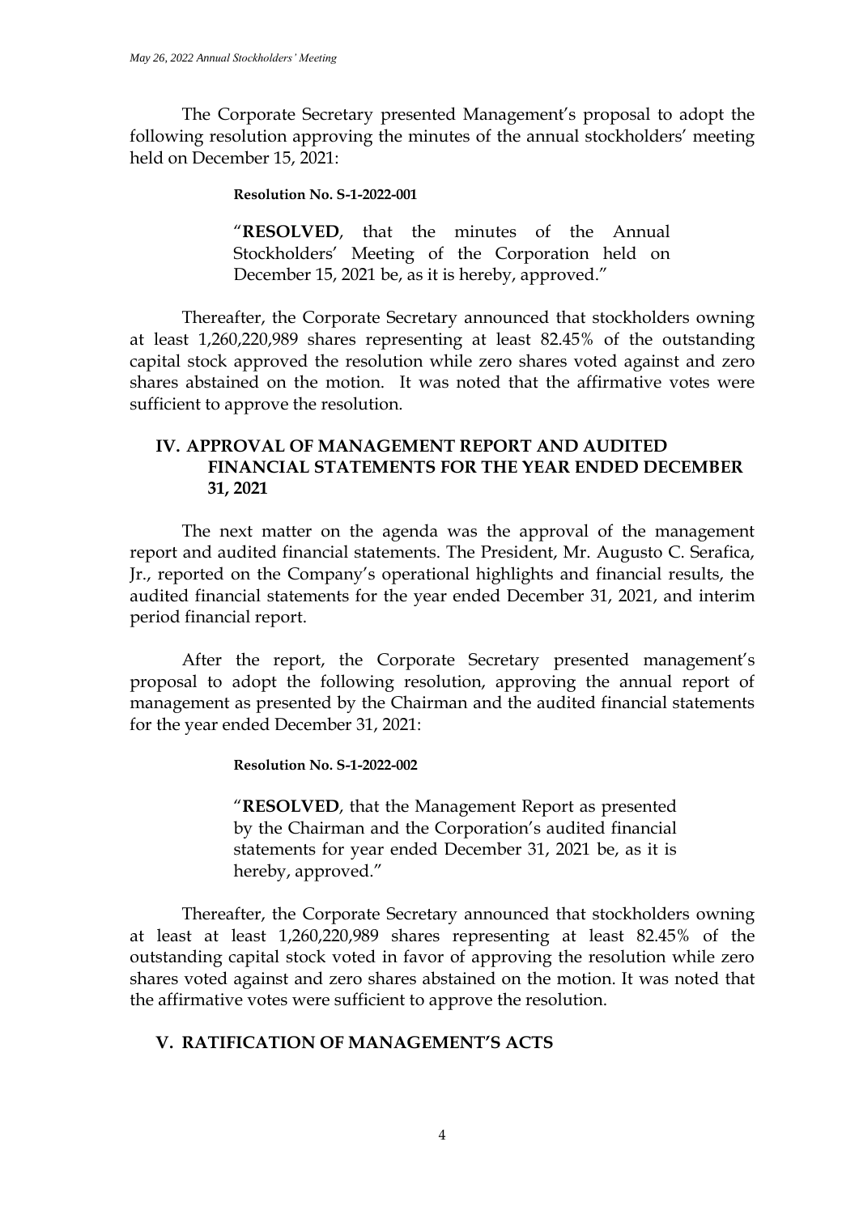The Corporate Secretary presented Management's proposal to adopt the following resolution approving the minutes of the annual stockholders' meeting held on December 15, 2021:

> **Resolution No. S-1-2022-001**
>
> "**RESOLVED**, that the minutes of the Annual Stockholders' Meeting of the Corporation held on December 15, 2021 be, as it is hereby, approved."

Thereafter, the Corporate Secretary announced that stockholders owning at least 1,260,220,989 shares representing at least 82.45% of the outstanding capital stock approved the resolution while zero shares voted against and zero shares abstained on the motion. It was noted that the affirmative votes were sufficient to approve the resolution.

## IV. APPROVAL OF MANAGEMENT REPORT AND AUDITED FINANCIAL STATEMENTS FOR THE YEAR ENDED DECEMBER 31, 2021

The next matter on the agenda was the approval of the management report and audited financial statements. The President, Mr. Augusto C. Serafica, Jr., reported on the Company's operational highlights and financial results, the audited financial statements for the year ended December 31, 2021, and interim period financial report.

After the report, the Corporate Secretary presented management's proposal to adopt the following resolution, approving the annual report of management as presented by the Chairman and the audited financial statements for the year ended December 31, 2021:

> **Resolution No. S-1-2022-002**
>
> "**RESOLVED**, that the Management Report as presented by the Chairman and the Corporation's audited financial statements for year ended December 31, 2021 be, as it is hereby, approved."

Thereafter, the Corporate Secretary announced that stockholders owning at least at least 1,260,220,989 shares representing at least 82.45% of the outstanding capital stock voted in favor of approving the resolution while zero shares voted against and zero shares abstained on the motion. It was noted that the affirmative votes were sufficient to approve the resolution.

## V. RATIFICATION OF MANAGEMENT'S ACTS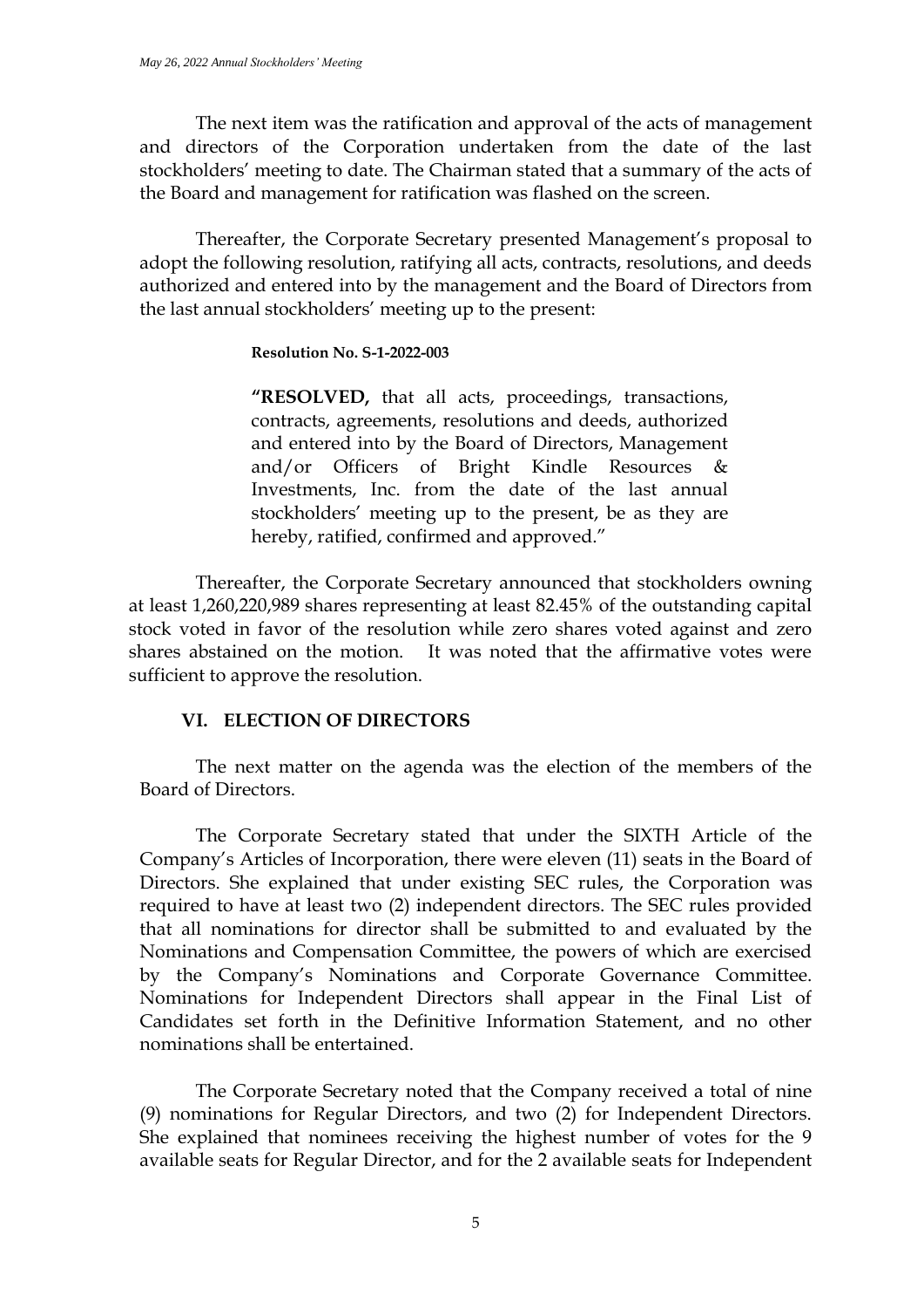The next item was the ratification and approval of the acts of management and directors of the Corporation undertaken from the date of the last stockholders' meeting to date. The Chairman stated that a summary of the acts of the Board and management for ratification was flashed on the screen.

Thereafter, the Corporate Secretary presented Management's proposal to adopt the following resolution, ratifying all acts, contracts, resolutions, and deeds authorized and entered into by the management and the Board of Directors from the last annual stockholders' meeting up to the present:

> **Resolution No. S-1-2022-003**
>
> **"RESOLVED,** that all acts, proceedings, transactions, contracts, agreements, resolutions and deeds, authorized and entered into by the Board of Directors, Management and/or Officers of Bright Kindle Resources & Investments, Inc. from the date of the last annual stockholders' meeting up to the present, be as they are hereby, ratified, confirmed and approved."

Thereafter, the Corporate Secretary announced that stockholders owning at least 1,260,220,989 shares representing at least 82.45% of the outstanding capital stock voted in favor of the resolution while zero shares voted against and zero shares abstained on the motion. It was noted that the affirmative votes were sufficient to approve the resolution.

## VI. ELECTION OF DIRECTORS

The next matter on the agenda was the election of the members of the Board of Directors.

The Corporate Secretary stated that under the SIXTH Article of the Company's Articles of Incorporation, there were eleven (11) seats in the Board of Directors. She explained that under existing SEC rules, the Corporation was required to have at least two (2) independent directors. The SEC rules provided that all nominations for director shall be submitted to and evaluated by the Nominations and Compensation Committee, the powers of which are exercised by the Company's Nominations and Corporate Governance Committee. Nominations for Independent Directors shall appear in the Final List of Candidates set forth in the Definitive Information Statement, and no other nominations shall be entertained.

The Corporate Secretary noted that the Company received a total of nine (9) nominations for Regular Directors, and two (2) for Independent Directors. She explained that nominees receiving the highest number of votes for the 9 available seats for Regular Director, and for the 2 available seats for Independent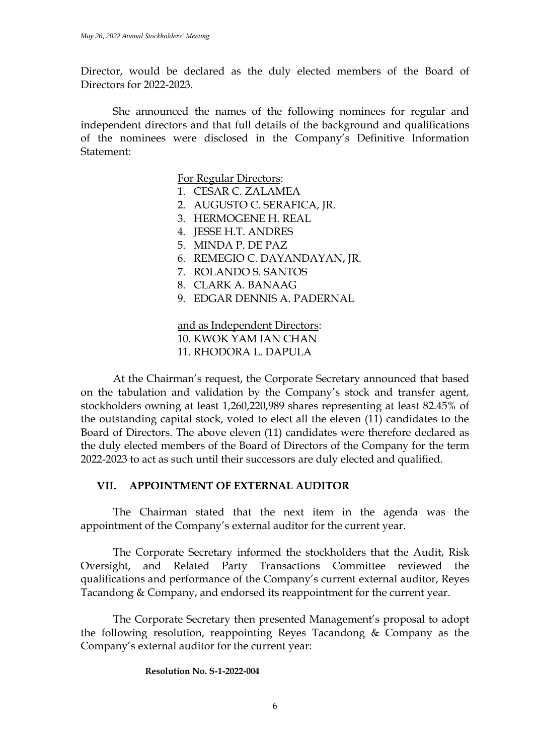Director, would be declared as the duly elected members of the Board of Directors for 2022-2023.

She announced the names of the following nominees for regular and independent directors and that full details of the background and qualifications of the nominees were disclosed in the Company's Definitive Information Statement:

<u>For Regular Directors</u>:

1. CESAR C. ZALAMEA
2. AUGUSTO C. SERAFICA, JR.
3. HERMOGENE H. REAL
4. JESSE H.T. ANDRES
5. MINDA P. DE PAZ
6. REMEGIO C. DAYANDAYAN, JR.
7. ROLANDO S. SANTOS
8. CLARK A. BANAAG
9. EDGAR DENNIS A. PADERNAL

<u>and as Independent Directors</u>:

10. KWOK YAM IAN CHAN
11. RHODORA L. DAPULA

At the Chairman's request, the Corporate Secretary announced that based on the tabulation and validation by the Company's stock and transfer agent, stockholders owning at least 1,260,220,989 shares representing at least 82.45% of the outstanding capital stock, voted to elect all the eleven (11) candidates to the Board of Directors. The above eleven (11) candidates were therefore declared as the duly elected members of the Board of Directors of the Company for the term 2022-2023 to act as such until their successors are duly elected and qualified.

## VII. APPOINTMENT OF EXTERNAL AUDITOR

The Chairman stated that the next item in the agenda was the appointment of the Company's external auditor for the current year.

The Corporate Secretary informed the stockholders that the Audit, Risk Oversight, and Related Party Transactions Committee reviewed the qualifications and performance of the Company's current external auditor, Reyes Tacandong & Company, and endorsed its reappointment for the current year.

The Corporate Secretary then presented Management's proposal to adopt the following resolution, reappointing Reyes Tacandong & Company as the Company's external auditor for the current year:

**Resolution No. S-1-2022-004**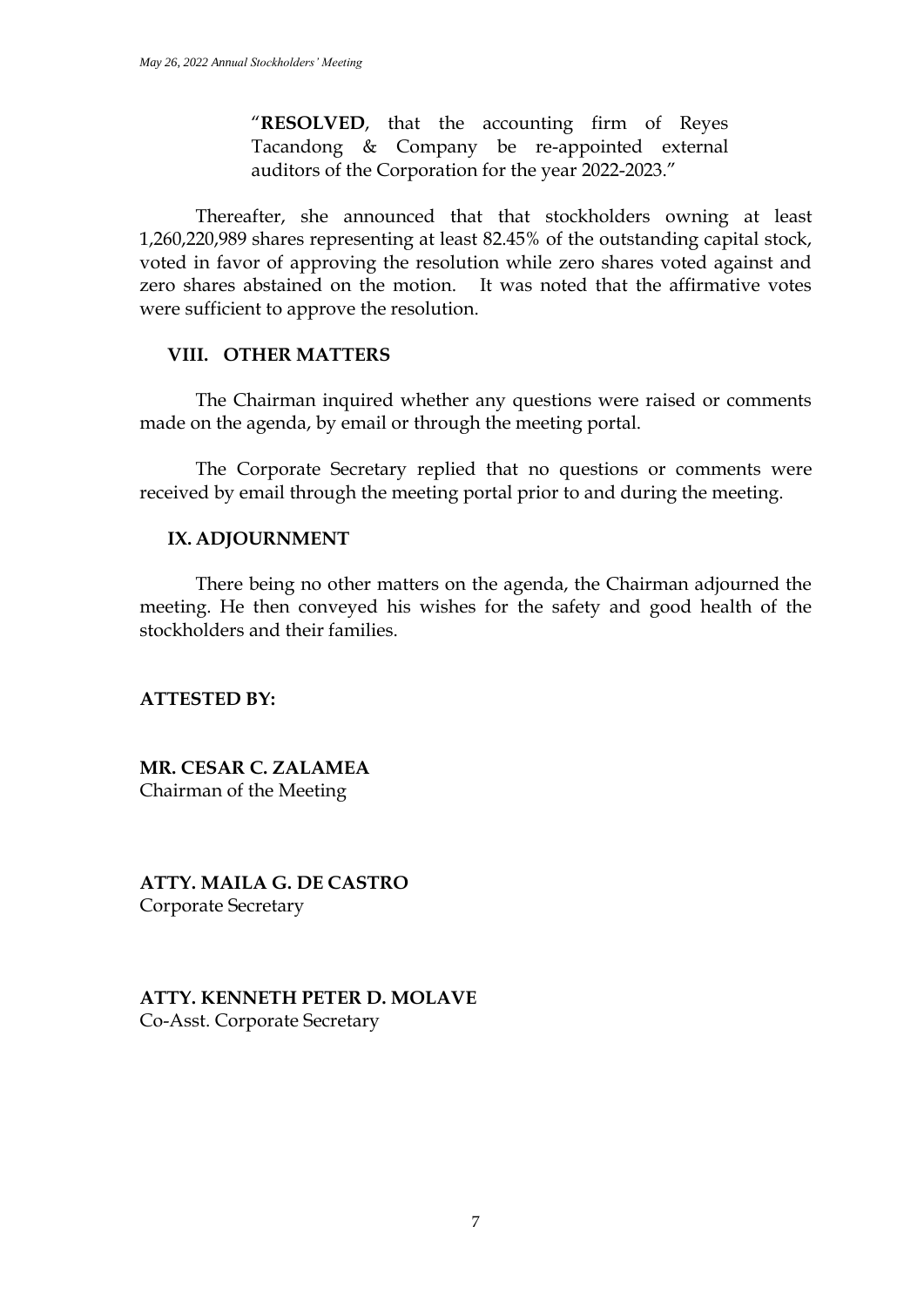"**RESOLVED**, that the accounting firm of Reyes Tacandong & Company be re-appointed external auditors of the Corporation for the year 2022-2023."

Thereafter, she announced that that stockholders owning at least 1,260,220,989 shares representing at least 82.45% of the outstanding capital stock, voted in favor of approving the resolution while zero shares voted against and zero shares abstained on the motion. It was noted that the affirmative votes were sufficient to approve the resolution.

## VIII. OTHER MATTERS

The Chairman inquired whether any questions were raised or comments made on the agenda, by email or through the meeting portal.

The Corporate Secretary replied that no questions or comments were received by email through the meeting portal prior to and during the meeting.

## IX. ADJOURNMENT

There being no other matters on the agenda, the Chairman adjourned the meeting. He then conveyed his wishes for the safety and good health of the stockholders and their families.

**ATTESTED BY:**

**MR. CESAR C. ZALAMEA**
Chairman of the Meeting

**ATTY. MAILA G. DE CASTRO**
Corporate Secretary

**ATTY. KENNETH PETER D. MOLAVE**
Co-Asst. Corporate Secretary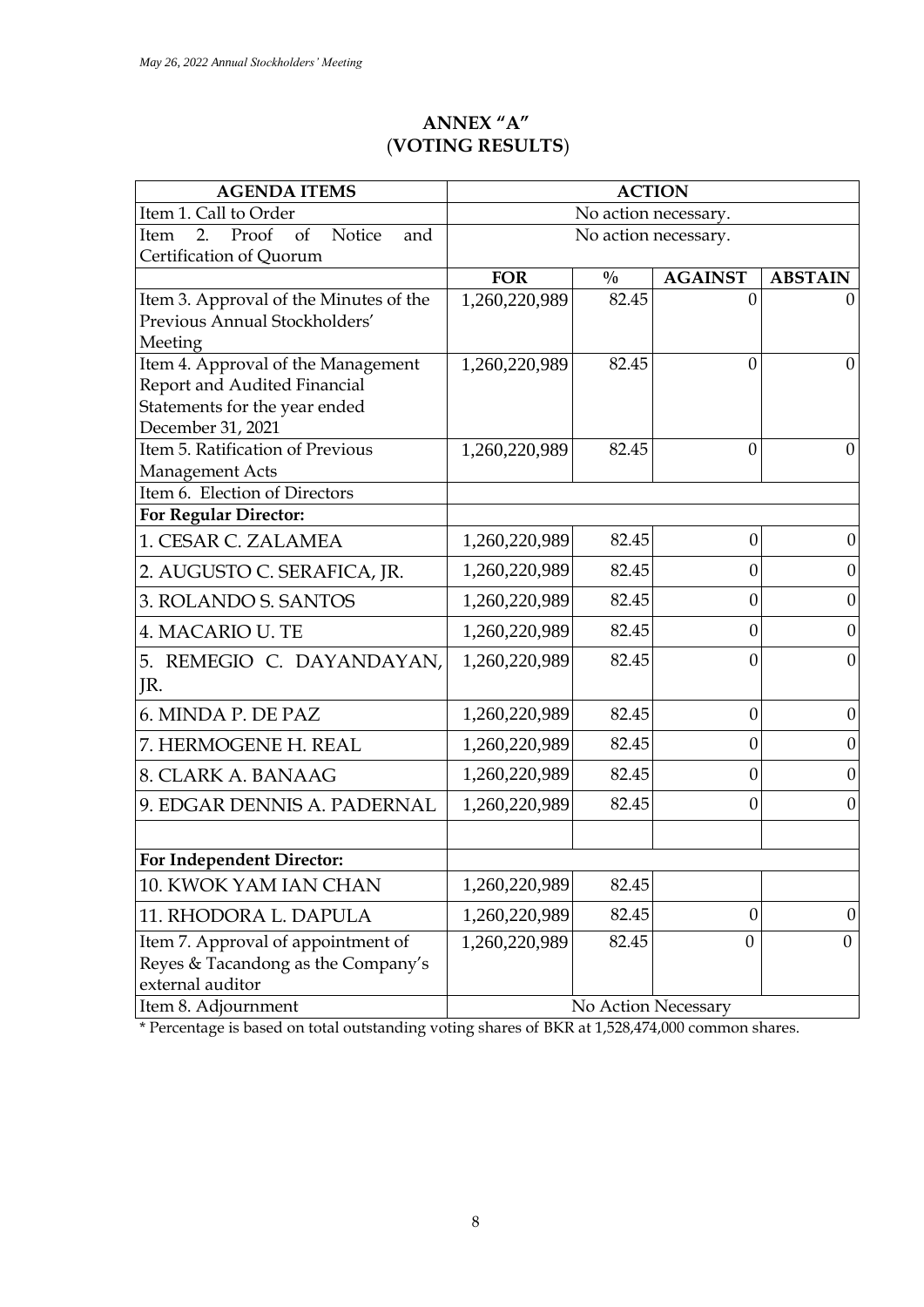# ANNEX "A"
## (VOTING RESULTS)

| AGENDA ITEMS | ACTION | | | |
| --- | --- | --- | --- | --- |
| Item 1. Call to Order | No action necessary. | | | |
| Item 2. Proof of Notice and Certification of Quorum | No action necessary. | | | |
| | **FOR** | **%** | **AGAINST** | **ABSTAIN** |
| Item 3. Approval of the Minutes of the Previous Annual Stockholders' Meeting | 1,260,220,989 | 82.45 | 0 | 0 |
| Item 4. Approval of the Management Report and Audited Financial Statements for the year ended December 31, 2021 | 1,260,220,989 | 82.45 | 0 | 0 |
| Item 5. Ratification of Previous Management Acts | 1,260,220,989 | 82.45 | 0 | 0 |
| Item 6. Election of Directors | | | | |
| **For Regular Director:** | | | | |
| 1. CESAR C. ZALAMEA | 1,260,220,989 | 82.45 | 0 | 0 |
| 2. AUGUSTO C. SERAFICA, JR. | 1,260,220,989 | 82.45 | 0 | 0 |
| 3. ROLANDO S. SANTOS | 1,260,220,989 | 82.45 | 0 | 0 |
| 4. MACARIO U. TE | 1,260,220,989 | 82.45 | 0 | 0 |
| 5. REMEGIO C. DAYANDAYAN, JR. | 1,260,220,989 | 82.45 | 0 | 0 |
| 6. MINDA P. DE PAZ | 1,260,220,989 | 82.45 | 0 | 0 |
| 7. HERMOGENE H. REAL | 1,260,220,989 | 82.45 | 0 | 0 |
| 8. CLARK A. BANAAG | 1,260,220,989 | 82.45 | 0 | 0 |
| 9. EDGAR DENNIS A. PADERNAL | 1,260,220,989 | 82.45 | 0 | 0 |
| | | | | |
| **For Independent Director:** | | | | |
| 10. KWOK YAM IAN CHAN | 1,260,220,989 | 82.45 | | |
| 11. RHODORA L. DAPULA | 1,260,220,989 | 82.45 | 0 | 0 |
| Item 7. Approval of appointment of Reyes & Tacandong as the Company's external auditor | 1,260,220,989 | 82.45 | 0 | 0 |
| Item 8. Adjournment | No Action Necessary | | | |

* Percentage is based on total outstanding voting shares of BKR at 1,528,474,000 common shares.